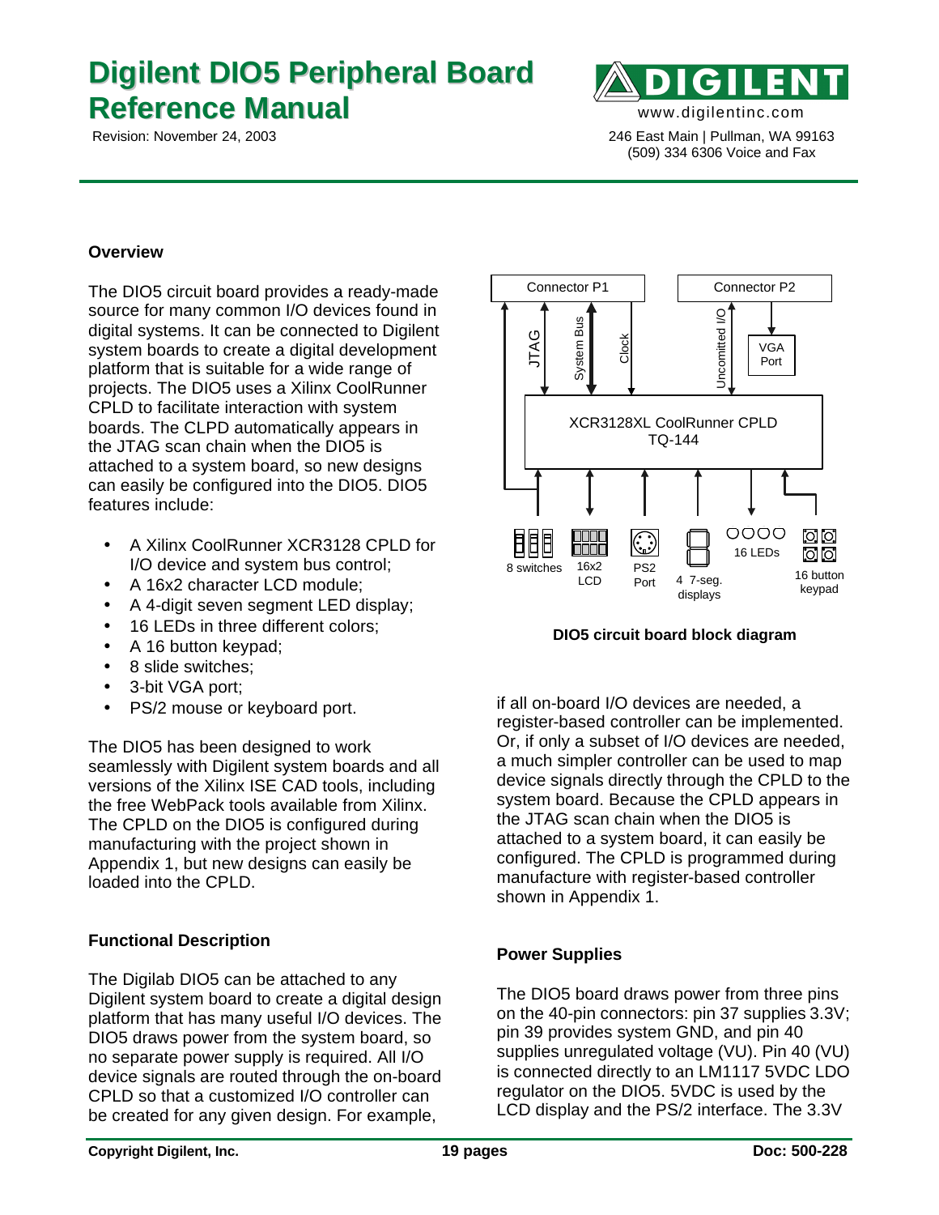# Digilent DIO5 Peripheral Board Reference Manual

Revision: November 24, 2003

www.digilentinc.com

246 East Main | Pullman, WA 99163
(509) 334 6306 Voice and Fax

## Overview

The DIO5 circuit board provides a ready-made source for many common I/O devices found in digital systems. It can be connected to Digilent system boards to create a digital development platform that is suitable for a wide range of projects. The DIO5 uses a Xilinx CoolRunner CPLD to facilitate interaction with system boards. The CLPD automatically appears in the JTAG scan chain when the DIO5 is attached to a system board, so new designs can easily be configured into the DIO5. DIO5 features include:

- A Xilinx CoolRunner XCR3128 CPLD for I/O device and system bus control;
- A 16x2 character LCD module;
- A 4-digit seven segment LED display;
- 16 LEDs in three different colors;
- A 16 button keypad;
- 8 slide switches;
- 3-bit VGA port;
- PS/2 mouse or keyboard port.

The DIO5 has been designed to work seamlessly with Digilent system boards and all versions of the Xilinx ISE CAD tools, including the free WebPack tools available from Xilinx. The CPLD on the DIO5 is configured during manufacturing with the project shown in Appendix 1, but new designs can easily be loaded into the CPLD.

Connector P1 | Connector P2 | JTAG | System Bus | Clock | Uncomitted I/O | VGA Port | XCR3128XL CoolRunner CPLD TQ-144 | 8 switches | 16x2 LCD | PS2 Port | 4 7-seg. displays | 16 LEDs | 16 button keypad

**DIO5 circuit board block diagram**

## Functional Description

The Digilab DIO5 can be attached to any Digilent system board to create a digital design platform that has many useful I/O devices. The DIO5 draws power from the system board, so no separate power supply is required. All I/O device signals are routed through the on-board CPLD so that a customized I/O controller can be created for any given design. For example, if all on-board I/O devices are needed, a register-based controller can be implemented. Or, if only a subset of I/O devices are needed, a much simpler controller can be used to map device signals directly through the CPLD to the system board. Because the CPLD appears in the JTAG scan chain when the DIO5 is attached to a system board, it can easily be configured. The CPLD is programmed during manufacture with register-based controller shown in Appendix 1.

## Power Supplies

The DIO5 board draws power from three pins on the 40-pin connectors: pin 37 supplies 3.3V; pin 39 provides system GND, and pin 40 supplies unregulated voltage (VU). Pin 40 (VU) is connected directly to an LM1117 5VDC LDO regulator on the DIO5. 5VDC is used by the LCD display and the PS/2 interface. The 3.3V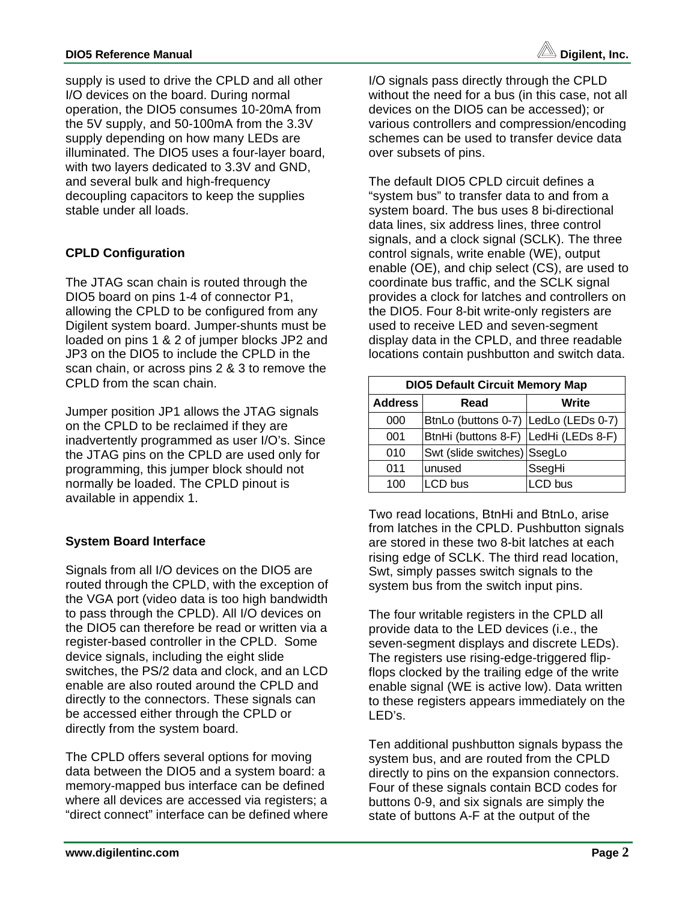supply is used to drive the CPLD and all other I/O devices on the board. During normal operation, the DIO5 consumes 10-20mA from the 5V supply, and 50-100mA from the 3.3V supply depending on how many LEDs are illuminated. The DIO5 uses a four-layer board, with two layers dedicated to 3.3V and GND, and several bulk and high-frequency decoupling capacitors to keep the supplies stable under all loads.

## CPLD Configuration

The JTAG scan chain is routed through the DIO5 board on pins 1-4 of connector P1, allowing the CPLD to be configured from any Digilent system board. Jumper-shunts must be loaded on pins 1 & 2 of jumper blocks JP2 and JP3 on the DIO5 to include the CPLD in the scan chain, or across pins 2 & 3 to remove the CPLD from the scan chain.

Jumper position JP1 allows the JTAG signals on the CPLD to be reclaimed if they are inadvertently programmed as user I/O's. Since the JTAG pins on the CPLD are used only for programming, this jumper block should not normally be loaded. The CPLD pinout is available in appendix 1.

## System Board Interface

Signals from all I/O devices on the DIO5 are routed through the CPLD, with the exception of the VGA port (video data is too high bandwidth to pass through the CPLD). All I/O devices on the DIO5 can therefore be read or written via a register-based controller in the CPLD. Some device signals, including the eight slide switches, the PS/2 data and clock, and an LCD enable are also routed around the CPLD and directly to the connectors. These signals can be accessed either through the CPLD or directly from the system board.

The CPLD offers several options for moving data between the DIO5 and a system board: a memory-mapped bus interface can be defined where all devices are accessed via registers; a "direct connect" interface can be defined where I/O signals pass directly through the CPLD without the need for a bus (in this case, not all devices on the DIO5 can be accessed); or various controllers and compression/encoding schemes can be used to transfer device data over subsets of pins.

The default DIO5 CPLD circuit defines a "system bus" to transfer data to and from a system board. The bus uses 8 bi-directional data lines, six address lines, three control signals, and a clock signal (SCLK). The three control signals, write enable (WE), output enable (OE), and chip select (CS), are used to coordinate bus traffic, and the SCLK signal provides a clock for latches and controllers on the DIO5. Four 8-bit write-only registers are used to receive LED and seven-segment display data in the CPLD, and three readable locations contain pushbutton and switch data.

| DIO5 Default Circuit Memory Map | | |
|---|---|---|
| **Address** | **Read** | **Write** |
| 000 | BtnLo (buttons 0-7) | LedLo (LEDs 0-7) |
| 001 | BtnHi (buttons 8-F) | LedHi (LEDs 8-F) |
| 010 | Swt (slide switches) | SsegLo |
| 011 | unused | SsegHi |
| 100 | LCD bus | LCD bus |

Two read locations, BtnHi and BtnLo, arise from latches in the CPLD. Pushbutton signals are stored in these two 8-bit latches at each rising edge of SCLK. The third read location, Swt, simply passes switch signals to the system bus from the switch input pins.

The four writable registers in the CPLD all provide data to the LED devices (i.e., the seven-segment displays and discrete LEDs). The registers use rising-edge-triggered flip-flops clocked by the trailing edge of the write enable signal (WE is active low). Data written to these registers appears immediately on the LED's.

Ten additional pushbutton signals bypass the system bus, and are routed from the CPLD directly to pins on the expansion connectors. Four of these signals contain BCD codes for buttons 0-9, and six signals are simply the state of buttons A-F at the output of the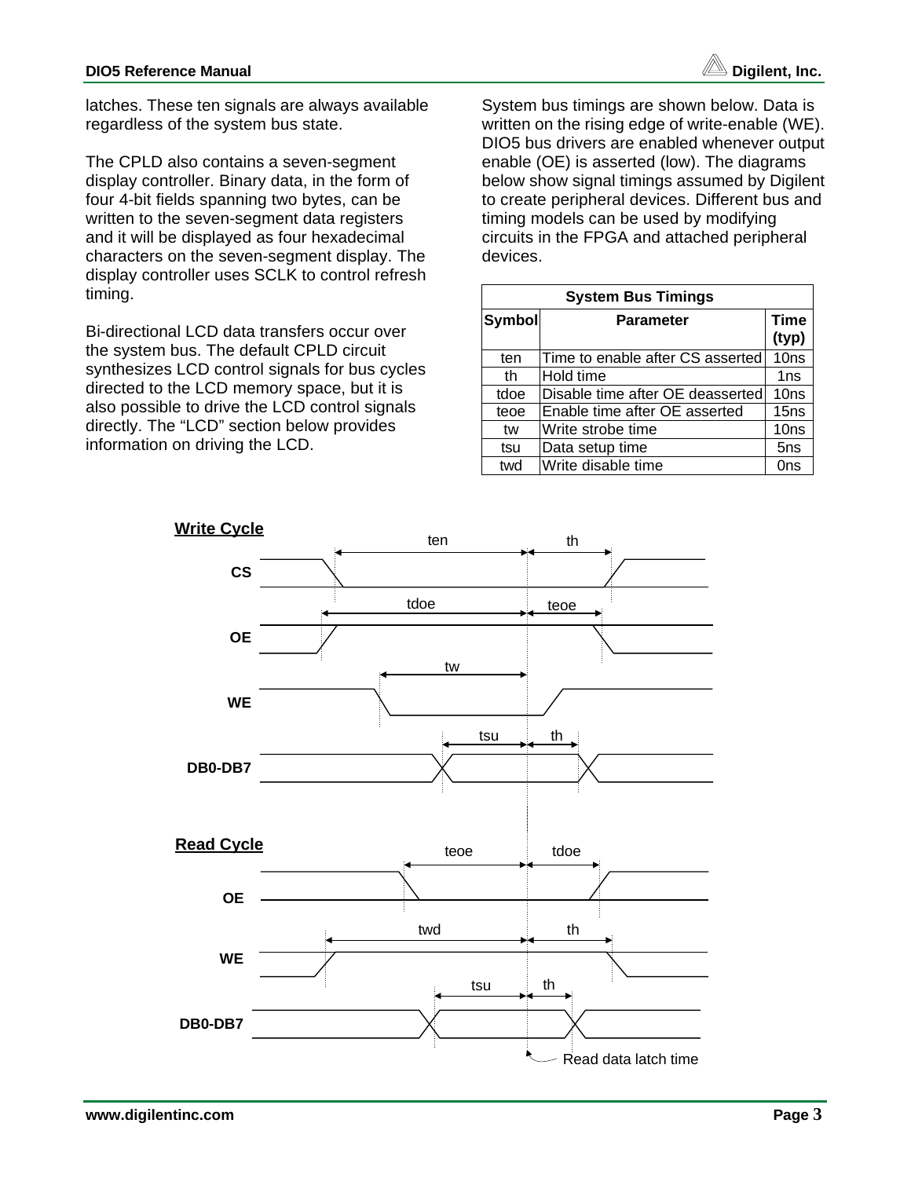latches. These ten signals are always available regardless of the system bus state.

The CPLD also contains a seven-segment display controller. Binary data, in the form of four 4-bit fields spanning two bytes, can be written to the seven-segment data registers and it will be displayed as four hexadecimal characters on the seven-segment display. The display controller uses SCLK to control refresh timing.

Bi-directional LCD data transfers occur over the system bus. The default CPLD circuit synthesizes LCD control signals for bus cycles directed to the LCD memory space, but it is also possible to drive the LCD control signals directly. The "LCD" section below provides information on driving the LCD.

System bus timings are shown below. Data is written on the rising edge of write-enable (WE). DIO5 bus drivers are enabled whenever output enable (OE) is asserted (low). The diagrams below show signal timings assumed by Digilent to create peripheral devices. Different bus and timing models can be used by modifying circuits in the FPGA and attached peripheral devices.

| System Bus Timings | | |
|---|---|---|
| **Symbol** | **Parameter** | **Time (typ)** |
| ten | Time to enable after CS asserted | 10ns |
| th | Hold time | 1ns |
| tdoe | Disable time after OE deasserted | 10ns |
| teoe | Enable time after OE asserted | 15ns |
| tw | Write strobe time | 10ns |
| tsu | Data setup time | 5ns |
| twd | Write disable time | 0ns |

**Write Cycle**

CS, OE, WE, DB0-DB7 — ten, th, tdoe, teoe, tw, tsu, th

**Read Cycle**

OE, WE, DB0-DB7 — teoe, tdoe, twd, th, tsu, th

Read data latch time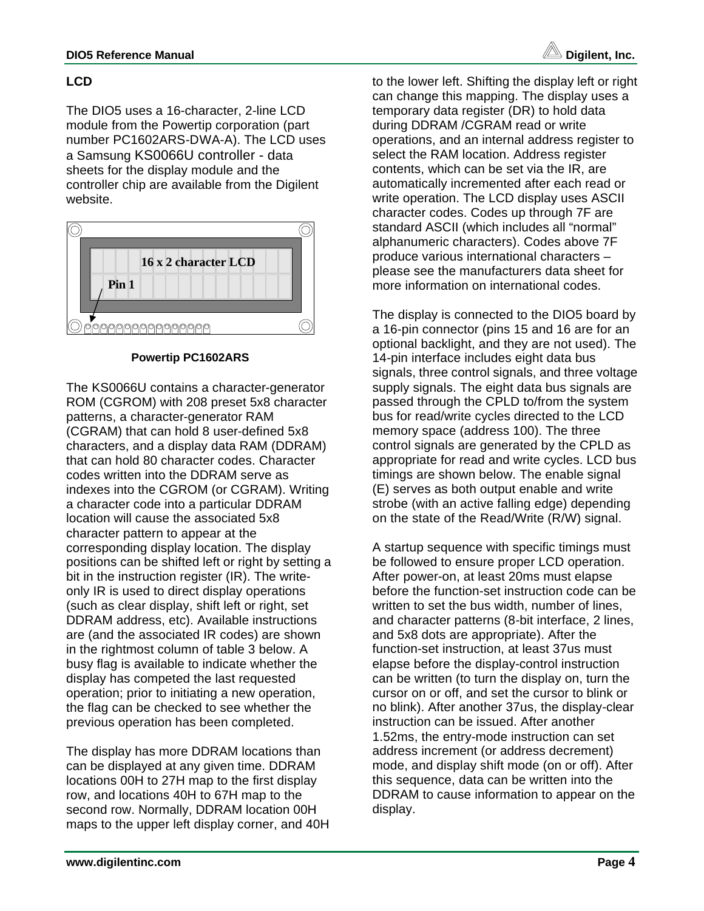## LCD

The DIO5 uses a 16-character, 2-line LCD module from the Powertip corporation (part number PC1602ARS-DWA-A). The LCD uses a Samsung KS0066U controller - data sheets for the display module and the controller chip are available from the Digilent website.

16 x 2 character LCD

Pin 1

**Powertip PC1602ARS**

The KS0066U contains a character-generator ROM (CGROM) with 208 preset 5x8 character patterns, a character-generator RAM (CGRAM) that can hold 8 user-defined 5x8 characters, and a display data RAM (DDRAM) that can hold 80 character codes. Character codes written into the DDRAM serve as indexes into the CGROM (or CGRAM). Writing a character code into a particular DDRAM location will cause the associated 5x8 character pattern to appear at the corresponding display location. The display positions can be shifted left or right by setting a bit in the instruction register (IR). The write-only IR is used to direct display operations (such as clear display, shift left or right, set DDRAM address, etc). Available instructions are (and the associated IR codes) are shown in the rightmost column of table 3 below. A busy flag is available to indicate whether the display has competed the last requested operation; prior to initiating a new operation, the flag can be checked to see whether the previous operation has been completed.

The display has more DDRAM locations than can be displayed at any given time. DDRAM locations 00H to 27H map to the first display row, and locations 40H to 67H map to the second row. Normally, DDRAM location 00H maps to the upper left display corner, and 40H to the lower left. Shifting the display left or right can change this mapping. The display uses a temporary data register (DR) to hold data during DDRAM /CGRAM read or write operations, and an internal address register to select the RAM location. Address register contents, which can be set via the IR, are automatically incremented after each read or write operation. The LCD display uses ASCII character codes. Codes up through 7F are standard ASCII (which includes all "normal" alphanumeric characters). Codes above 7F produce various international characters – please see the manufacturers data sheet for more information on international codes.

The display is connected to the DIO5 board by a 16-pin connector (pins 15 and 16 are for an optional backlight, and they are not used). The 14-pin interface includes eight data bus signals, three control signals, and three voltage supply signals. The eight data bus signals are passed through the CPLD to/from the system bus for read/write cycles directed to the LCD memory space (address 100). The three control signals are generated by the CPLD as appropriate for read and write cycles. LCD bus timings are shown below. The enable signal (E) serves as both output enable and write strobe (with an active falling edge) depending on the state of the Read/Write (R/W) signal.

A startup sequence with specific timings must be followed to ensure proper LCD operation. After power-on, at least 20ms must elapse before the function-set instruction code can be written to set the bus width, number of lines, and character patterns (8-bit interface, 2 lines, and 5x8 dots are appropriate). After the function-set instruction, at least 37us must elapse before the display-control instruction can be written (to turn the display on, turn the cursor on or off, and set the cursor to blink or no blink). After another 37us, the display-clear instruction can be issued. After another 1.52ms, the entry-mode instruction can set address increment (or address decrement) mode, and display shift mode (on or off). After this sequence, data can be written into the DDRAM to cause information to appear on the display.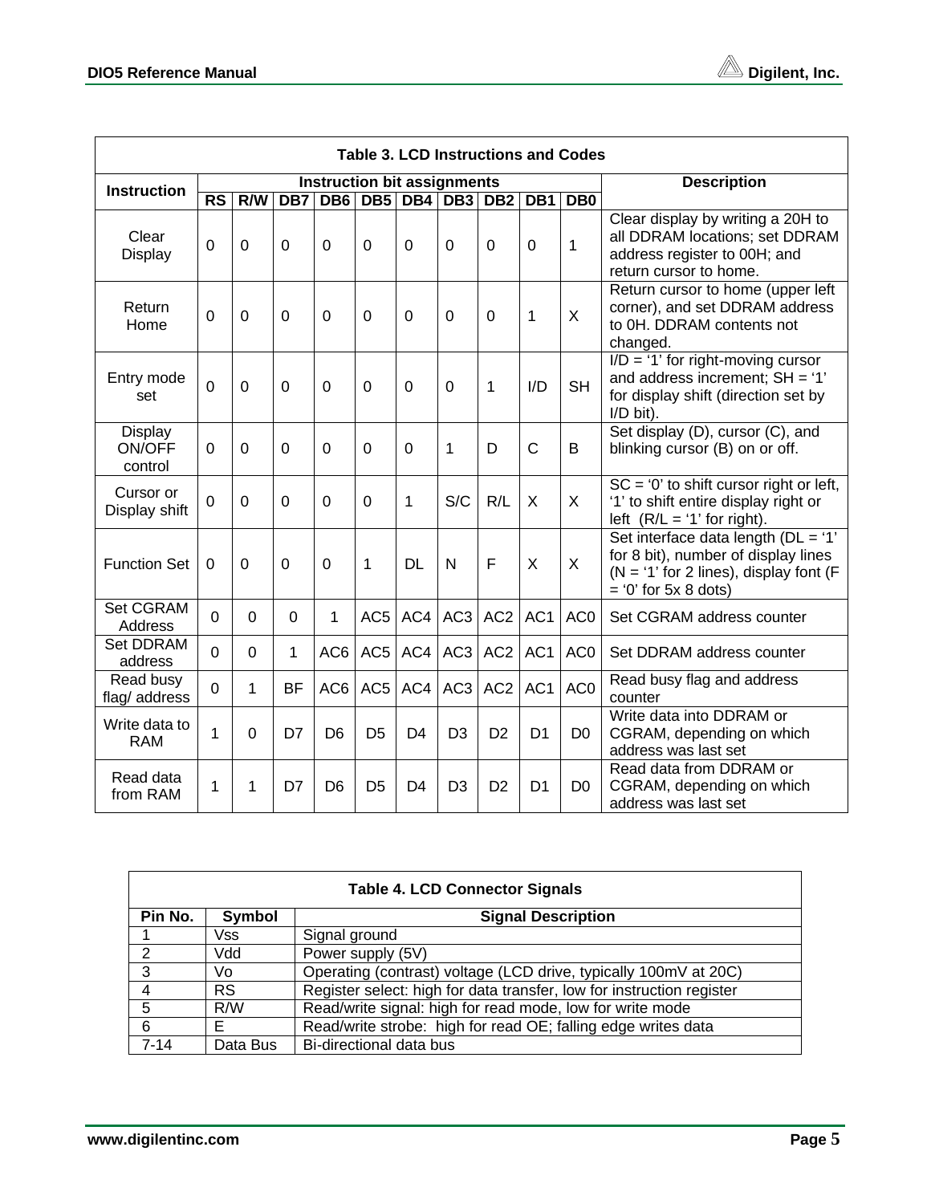**Table 3. LCD Instructions and Codes**

| Instruction | Instruction bit assignments | | | | | | | | | | Description |
|---|---|---|---|---|---|---|---|---|---|---|---|
| | RS | R/W | DB7 | DB6 | DB5 | DB4 | DB3 | DB2 | DB1 | DB0 | |
| Clear Display | 0 | 0 | 0 | 0 | 0 | 0 | 0 | 0 | 0 | 1 | Clear display by writing a 20H to all DDRAM locations; set DDRAM address register to 00H; and return cursor to home. |
| Return Home | 0 | 0 | 0 | 0 | 0 | 0 | 0 | 0 | 1 | X | Return cursor to home (upper left corner), and set DDRAM address to 0H. DDRAM contents not changed. |
| Entry mode set | 0 | 0 | 0 | 0 | 0 | 0 | 0 | 1 | I/D | SH | I/D = '1' for right-moving cursor and address increment; SH = '1' for display shift (direction set by I/D bit). |
| Display ON/OFF control | 0 | 0 | 0 | 0 | 0 | 0 | 1 | D | C | B | Set display (D), cursor (C), and blinking cursor (B) on or off. |
| Cursor or Display shift | 0 | 0 | 0 | 0 | 0 | 1 | S/C | R/L | X | X | SC = '0' to shift cursor right or left, '1' to shift entire display right or left (R/L = '1' for right). |
| Function Set | 0 | 0 | 0 | 0 | 1 | DL | N | F | X | X | Set interface data length (DL = '1' for 8 bit), number of display lines (N = '1' for 2 lines), display font (F = '0' for 5x 8 dots) |
| Set CGRAM Address | 0 | 0 | 0 | 1 | AC5 | AC4 | AC3 | AC2 | AC1 | AC0 | Set CGRAM address counter |
| Set DDRAM address | 0 | 0 | 1 | AC6 | AC5 | AC4 | AC3 | AC2 | AC1 | AC0 | Set DDRAM address counter |
| Read busy flag/ address | 0 | 1 | BF | AC6 | AC5 | AC4 | AC3 | AC2 | AC1 | AC0 | Read busy flag and address counter |
| Write data to RAM | 1 | 0 | D7 | D6 | D5 | D4 | D3 | D2 | D1 | D0 | Write data into DDRAM or CGRAM, depending on which address was last set |
| Read data from RAM | 1 | 1 | D7 | D6 | D5 | D4 | D3 | D2 | D1 | D0 | Read data from DDRAM or CGRAM, depending on which address was last set |

**Table 4. LCD Connector Signals**

| Pin No. | Symbol | Signal Description |
|---|---|---|
| 1 | Vss | Signal ground |
| 2 | Vdd | Power supply (5V) |
| 3 | Vo | Operating (contrast) voltage (LCD drive, typically 100mV at 20C) |
| 4 | RS | Register select: high for data transfer, low for instruction register |
| 5 | R/W | Read/write signal: high for read mode, low for write mode |
| 6 | E | Read/write strobe: high for read OE; falling edge writes data |
| 7-14 | Data Bus | Bi-directional data bus |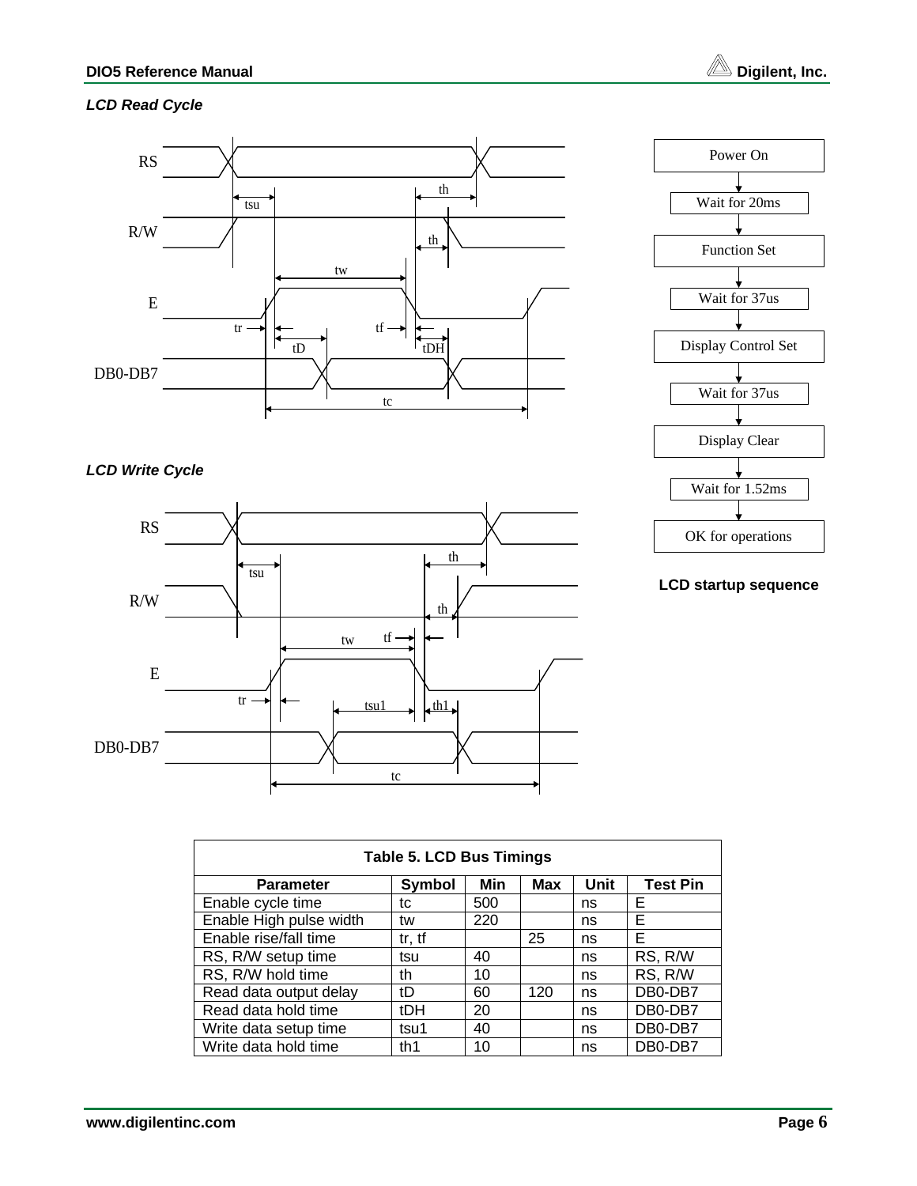***LCD Read Cycle***

RS

R/W

E

DB0-DB7

tsu th th tw tr tf tD tDH tc

***LCD Write Cycle***

RS

R/W

E

DB0-DB7

tsu th th tw tf tr tsu1 th1 tc

Power On → Wait for 20ms → Function Set → Wait for 37us → Display Control Set → Wait for 37us → Display Clear → Wait for 1.52ms → OK for operations

**LCD startup sequence**

| Table 5. LCD Bus Timings | | | | | |
|---|---|---|---|---|---|
| **Parameter** | **Symbol** | **Min** | **Max** | **Unit** | **Test Pin** |
| Enable cycle time | tc | 500 | | ns | E |
| Enable High pulse width | tw | 220 | | ns | E |
| Enable rise/fall time | tr, tf | | 25 | ns | E |
| RS, R/W setup time | tsu | 40 | | ns | RS, R/W |
| RS, R/W hold time | th | 10 | | ns | RS, R/W |
| Read data output delay | tD | 60 | 120 | ns | DB0-DB7 |
| Read data hold time | tDH | 20 | | ns | DB0-DB7 |
| Write data setup time | tsu1 | 40 | | ns | DB0-DB7 |
| Write data hold time | th1 | 10 | | ns | DB0-DB7 |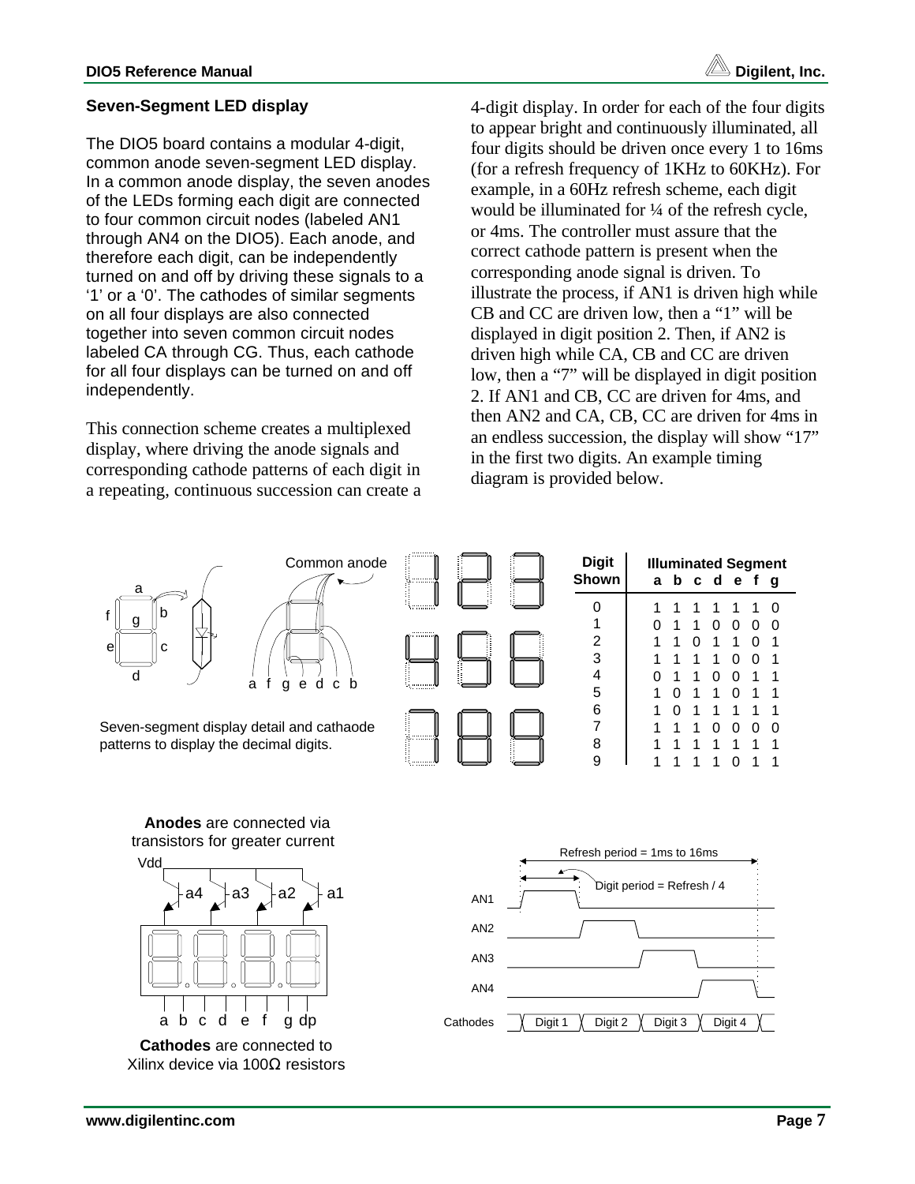## Seven-Segment LED display

The DIO5 board contains a modular 4-digit, common anode seven-segment LED display. In a common anode display, the seven anodes of the LEDs forming each digit are connected to four common circuit nodes (labeled AN1 through AN4 on the DIO5). Each anode, and therefore each digit, can be independently turned on and off by driving these signals to a '1' or a '0'. The cathodes of similar segments on all four displays are also connected together into seven common circuit nodes labeled CA through CG. Thus, each cathode for all four displays can be turned on and off independently.

This connection scheme creates a multiplexed display, where driving the anode signals and corresponding cathode patterns of each digit in a repeating, continuous succession can create a 4-digit display. In order for each of the four digits to appear bright and continuously illuminated, all four digits should be driven once every 1 to 16ms (for a refresh frequency of 1KHz to 60KHz). For example, in a 60Hz refresh scheme, each digit would be illuminated for ¼ of the refresh cycle, or 4ms. The controller must assure that the correct cathode pattern is present when the corresponding anode signal is driven. To illustrate the process, if AN1 is driven high while CB and CC are driven low, then a "1" will be displayed in digit position 2. Then, if AN2 is driven high while CA, CB and CC are driven low, then a "7" will be displayed in digit position 2. If AN1 and CB, CC are driven for 4ms, and then AN2 and CA, CB, CC are driven for 4ms in an endless succession, the display will show "17" in the first two digits. An example timing diagram is provided below.

Seven-segment display detail and cathaode patterns to display the decimal digits.

| Digit Shown | a | b | c | d | e | f | g |
|---|---|---|---|---|---|---|---|
| 0 | 1 | 1 | 1 | 1 | 1 | 1 | 0 |
| 1 | 0 | 1 | 1 | 0 | 0 | 0 | 0 |
| 2 | 1 | 1 | 0 | 1 | 1 | 0 | 1 |
| 3 | 1 | 1 | 1 | 1 | 0 | 0 | 1 |
| 4 | 0 | 1 | 1 | 0 | 0 | 1 | 1 |
| 5 | 1 | 0 | 1 | 1 | 0 | 1 | 1 |
| 6 | 1 | 0 | 1 | 1 | 1 | 1 | 1 |
| 7 | 1 | 1 | 1 | 0 | 0 | 0 | 0 |
| 8 | 1 | 1 | 1 | 1 | 1 | 1 | 1 |
| 9 | 1 | 1 | 1 | 1 | 0 | 1 | 1 |

**Anodes** are connected via transistors for greater current

**Cathodes** are connected to Xilinx device via 100Ω resistors

Refresh period = 1ms to 16ms

Digit period = Refresh / 4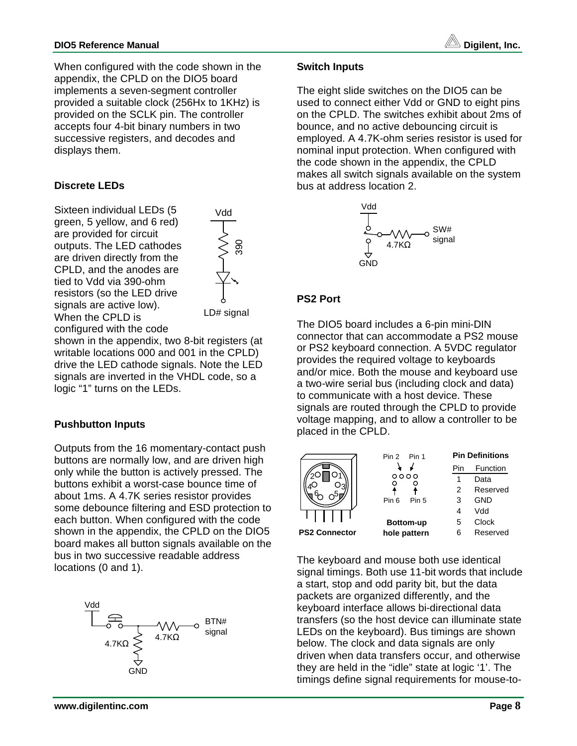When configured with the code shown in the appendix, the CPLD on the DIO5 board implements a seven-segment controller provided a suitable clock (256Hx to 1KHz) is provided on the SCLK pin. The controller accepts four 4-bit binary numbers in two successive registers, and decodes and displays them.

### Discrete LEDs

Sixteen individual LEDs (5 green, 5 yellow, and 6 red) are provided for circuit outputs. The LED cathodes are driven directly from the CPLD, and the anodes are tied to Vdd via 390-ohm resistors (so the LED drive signals are active low). When the CPLD is configured with the code shown in the appendix, two 8-bit registers (at writable locations 000 and 001 in the CPLD) drive the LED cathode signals. Note the LED signals are inverted in the VHDL code, so a logic "1" turns on the LEDs.

Vdd

390

LD# signal

### Pushbutton Inputs

Outputs from the 16 momentary-contact push buttons are normally low, and are driven high only while the button is actively pressed. The buttons exhibit a worst-case bounce time of about 1ms. A 4.7K series resistor provides some debounce filtering and ESD protection to each button. When configured with the code shown in the appendix, the CPLD on the DIO5 board makes all button signals available on the bus in two successive readable address locations (0 and 1).

Vdd

4.7KΩ

4.7KΩ

BTN# signal

GND

### Switch Inputs

The eight slide switches on the DIO5 can be used to connect either Vdd or GND to eight pins on the CPLD. The switches exhibit about 2ms of bounce, and no active debouncing circuit is employed. A 4.7K-ohm series resistor is used for nominal input protection. When configured with the code shown in the appendix, the CPLD makes all switch signals available on the system bus at address location 2.

Vdd

4.7KΩ

SW# signal

GND

### PS2 Port

The DIO5 board includes a 6-pin mini-DIN connector that can accommodate a PS2 mouse or PS2 keyboard connection. A 5VDC regulator provides the required voltage to keyboards and/or mice. Both the mouse and keyboard use a two-wire serial bus (including clock and data) to communicate with a host device. These signals are routed through the CPLD to provide voltage mapping, and to allow a controller to be placed in the CPLD.

**PS2 Connector**

Pin 2 Pin 1

Pin 6 Pin 5

**Bottom-up hole pattern**

**Pin Definitions**

| Pin | Function |
|---|---|
| 1 | Data |
| 2 | Reserved |
| 3 | GND |
| 4 | Vdd |
| 5 | Clock |
| 6 | Reserved |

The keyboard and mouse both use identical signal timings. Both use 11-bit words that include a start, stop and odd parity bit, but the data packets are organized differently, and the keyboard interface allows bi-directional data transfers (so the host device can illuminate state LEDs on the keyboard). Bus timings are shown below. The clock and data signals are only driven when data transfers occur, and otherwise they are held in the "idle" state at logic '1'. The timings define signal requirements for mouse-to-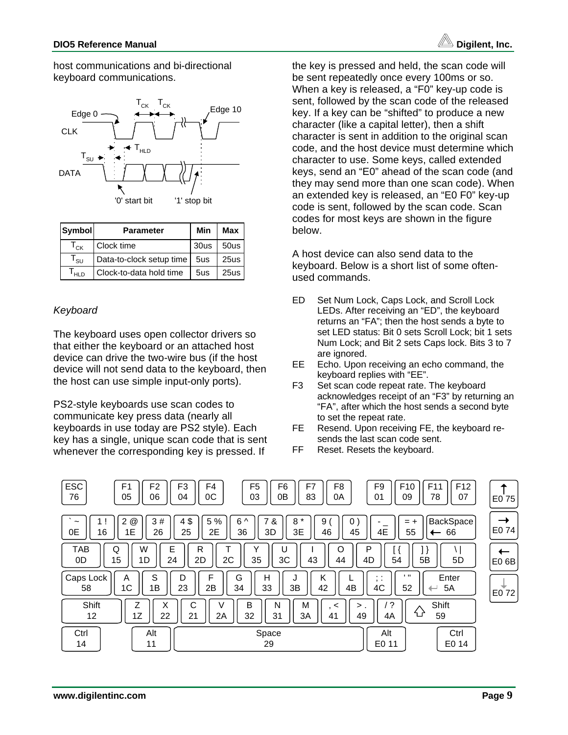host communications and bi-directional keyboard communications.

Edge 0 — CLK — $T_{CK}$ $T_{CK}$ — Edge 10 — $T_{SU}$ — $T_{HLD}$ — DATA — '0' start bit — '1' stop bit

| Symbol | Parameter | Min | Max |
|---|---|---|---|
| $T_{CK}$ | Clock time | 30us | 50us |
| $T_{SU}$ | Data-to-clock setup time | 5us | 25us |
| $T_{HLD}$ | Clock-to-data hold time | 5us | 25us |

*Keyboard*

The keyboard uses open collector drivers so that either the keyboard or an attached host device can drive the two-wire bus (if the host device will not send data to the keyboard, then the host can use simple input-only ports).

PS2-style keyboards use scan codes to communicate key press data (nearly all keyboards in use today are PS2 style). Each key has a single, unique scan code that is sent whenever the corresponding key is pressed. If the key is pressed and held, the scan code will be sent repeatedly once every 100ms or so. When a key is released, a "F0" key-up code is sent, followed by the scan code of the released key. If a key can be "shifted" to produce a new character (like a capital letter), then a shift character is sent in addition to the original scan code, and the host device must determine which character to use. Some keys, called extended keys, send an "E0" ahead of the scan code (and they may send more than one scan code). When an extended key is released, an "E0 F0" key-up code is sent, followed by the scan code. Scan codes for most keys are shown in the figure below.

A host device can also send data to the keyboard. Below is a short list of some often-used commands.

- ED Set Num Lock, Caps Lock, and Scroll Lock LEDs. After receiving an "ED", the keyboard returns an "FA"; then the host sends a byte to set LED status: Bit 0 sets Scroll Lock; bit 1 sets Num Lock; and Bit 2 sets Caps lock. Bits 3 to 7 are ignored.
- EE Echo. Upon receiving an echo command, the keyboard replies with "EE".
- F3 Set scan code repeat rate. The keyboard acknowledges receipt of an "F3" by returning an "FA", after which the host sends a second byte to set the repeat rate.
- FE Resend. Upon receiving FE, the keyboard re-sends the last scan code sent.
- FF Reset. Resets the keyboard.

ESC 76 | F1 05 | F2 06 | F3 04 | F4 0C | F5 03 | F6 0B | F7 83 | F8 0A | F9 01 | F10 09 | F11 78 | F12 07 | ↑ E0 75

` ~ 0E | 1 ! 16 | 2 @ 1E | 3 # 26 | 4 $ 25 | 5 % 2E | 6 ^ 36 | 7 & 3D | 8 * 3E | 9 ( 46 | 0 ) 45 | - _ 4E | = + 55 | BackSpace 66 | → E0 74

TAB 0D | Q 15 | W 1D | E 24 | R 2D | T 2C | Y 35 | U 3C | I 43 | O 44 | P 4D | [ { 54 | ] } 5B | \ | 5D | ← E0 6B

Caps Lock 58 | A 1C | S 1B | D 23 | F 2B | G 34 | H 33 | J 3B | K 42 | L 4B | ; : 4C | ' " 52 | Enter 5A | ↓ E0 72

Shift 12 | Z 1Z | X 22 | C 21 | V 2A | B 32 | N 31 | M 3A | , < 41 | > . 49 | / ? 4A | Shift 59

Ctrl 14 | Alt 11 | Space 29 | Alt E0 11 | Ctrl E0 14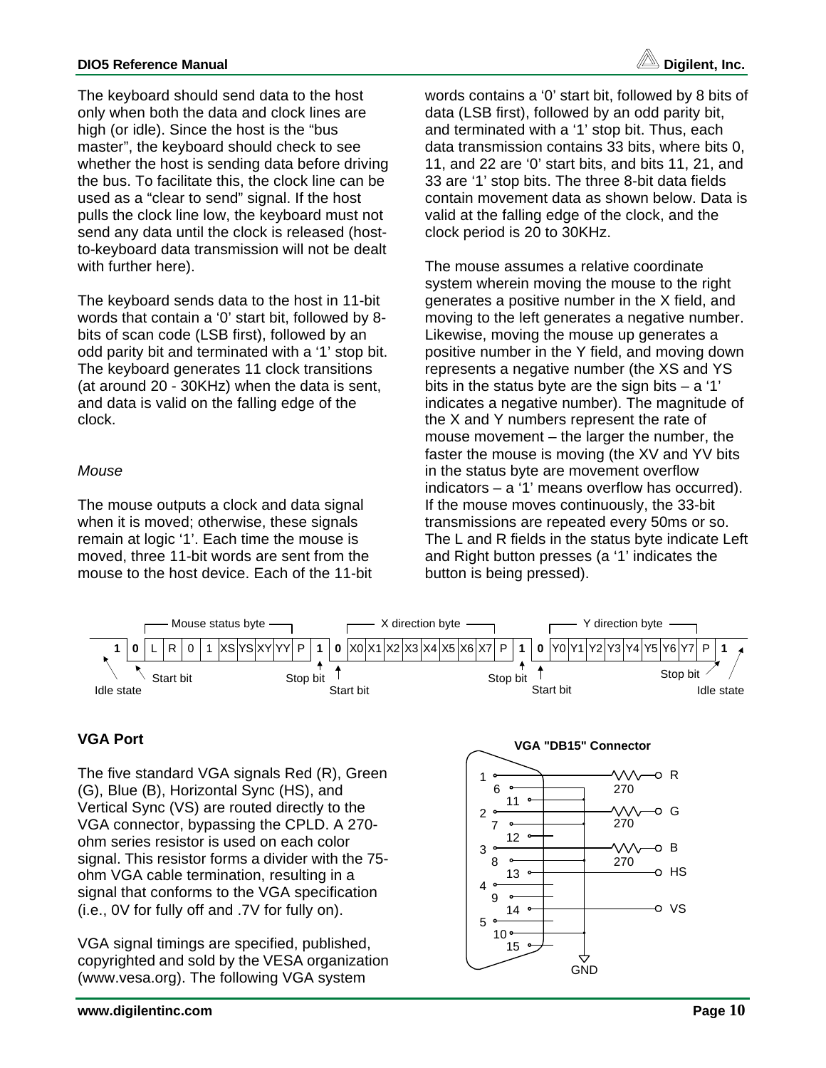The keyboard should send data to the host only when both the data and clock lines are high (or idle). Since the host is the "bus master", the keyboard should check to see whether the host is sending data before driving the bus. To facilitate this, the clock line can be used as a "clear to send" signal. If the host pulls the clock line low, the keyboard must not send any data until the clock is released (host-to-keyboard data transmission will not be dealt with further here).

The keyboard sends data to the host in 11-bit words that contain a '0' start bit, followed by 8-bits of scan code (LSB first), followed by an odd parity bit and terminated with a '1' stop bit. The keyboard generates 11 clock transitions (at around 20 - 30KHz) when the data is sent, and data is valid on the falling edge of the clock.

*Mouse*

The mouse outputs a clock and data signal when it is moved; otherwise, these signals remain at logic '1'. Each time the mouse is moved, three 11-bit words are sent from the mouse to the host device. Each of the 11-bit words contains a '0' start bit, followed by 8 bits of data (LSB first), followed by an odd parity bit, and terminated with a '1' stop bit. Thus, each data transmission contains 33 bits, where bits 0, 11, and 22 are '0' start bits, and bits 11, 21, and 33 are '1' stop bits. The three 8-bit data fields contain movement data as shown below. Data is valid at the falling edge of the clock, and the clock period is 20 to 30KHz.

The mouse assumes a relative coordinate system wherein moving the mouse to the right generates a positive number in the X field, and moving to the left generates a negative number. Likewise, moving the mouse up generates a positive number in the Y field, and moving down represents a negative number (the XS and YS bits in the status byte are the sign bits – a '1' indicates a negative number). The magnitude of the X and Y numbers represent the rate of mouse movement – the larger the number, the faster the mouse is moving (the XV and YV bits in the status byte are movement overflow indicators – a '1' means overflow has occurred). If the mouse moves continuously, the 33-bit transmissions are repeated every 50ms or so. The L and R fields in the status byte indicate Left and Right button presses (a '1' indicates the button is being pressed).

| | Mouse status byte | | | | | | | | | | | | X direction byte | | | | | | | | | | | | Y direction byte | | | | | | | | | |
|---|---|---|---|---|---|---|---|---|---|---|---|---|---|---|---|---|---|---|---|---|---|---|---|---|---|---|---|---|---|---|---|---|---|---|
| **1** | **0** | L | R | 0 | 1 | XS | YS | XY | YY | P | **1** | **0** | X0 | X1 | X2 | X3 | X4 | X5 | X6 | X7 | P | **1** | **0** | Y0 | Y1 | Y2 | Y3 | Y4 | Y5 | Y6 | Y7 | P | **1** | |
| Idle state | Start bit | | | | | | | | | | Stop bit | Start bit | | | | | | | | | | Stop bit | Start bit | | | | | | | | | | Stop bit | Idle state |

## VGA Port

The five standard VGA signals Red (R), Green (G), Blue (B), Horizontal Sync (HS), and Vertical Sync (VS) are routed directly to the VGA connector, bypassing the CPLD. A 270-ohm series resistor is used on each color signal. This resistor forms a divider with the 75-ohm VGA cable termination, resulting in a signal that conforms to the VGA specification (i.e., 0V for fully off and .7V for fully on).

VGA signal timings are specified, published, copyrighted and sold by the VESA organization (www.vesa.org). The following VGA system

**VGA "DB15" Connector**

| Pin | Connection |
|---|---|
| 1 | R (via 270 ohm) |
| 2 | G (via 270 ohm) |
| 3 | B (via 270 ohm) |
| 13 | HS |
| 14 | VS |
| 6, 7, 8, 10, 11 | GND |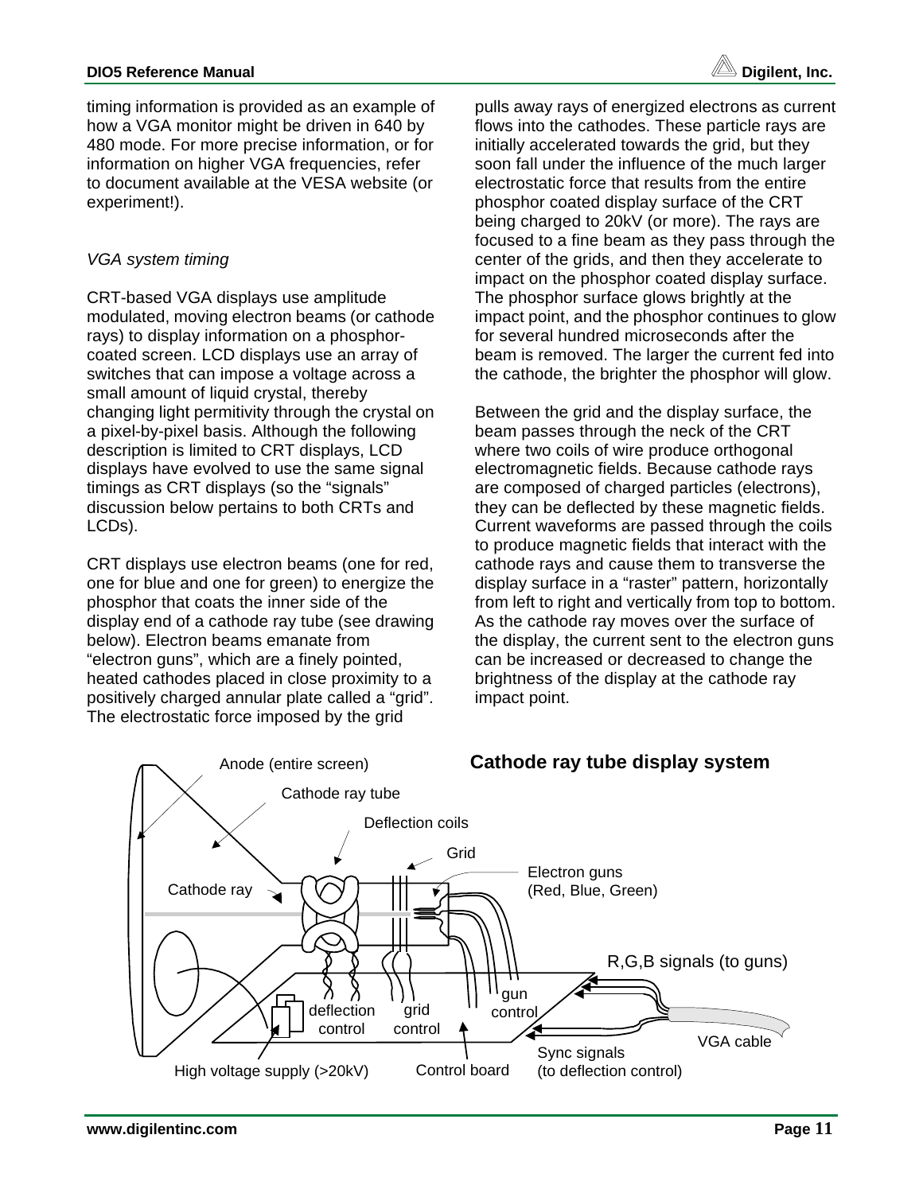timing information is provided as an example of how a VGA monitor might be driven in 640 by 480 mode. For more precise information, or for information on higher VGA frequencies, refer to document available at the VESA website (or experiment!).

*VGA system timing*

CRT-based VGA displays use amplitude modulated, moving electron beams (or cathode rays) to display information on a phosphor-coated screen. LCD displays use an array of switches that can impose a voltage across a small amount of liquid crystal, thereby changing light permitivity through the crystal on a pixel-by-pixel basis. Although the following description is limited to CRT displays, LCD displays have evolved to use the same signal timings as CRT displays (so the "signals" discussion below pertains to both CRTs and LCDs).

CRT displays use electron beams (one for red, one for blue and one for green) to energize the phosphor that coats the inner side of the display end of a cathode ray tube (see drawing below). Electron beams emanate from "electron guns", which are a finely pointed, heated cathodes placed in close proximity to a positively charged annular plate called a "grid". The electrostatic force imposed by the grid pulls away rays of energized electrons as current flows into the cathodes. These particle rays are initially accelerated towards the grid, but they soon fall under the influence of the much larger electrostatic force that results from the entire phosphor coated display surface of the CRT being charged to 20kV (or more). The rays are focused to a fine beam as they pass through the center of the grids, and then they accelerate to impact on the phosphor coated display surface. The phosphor surface glows brightly at the impact point, and the phosphor continues to glow for several hundred microseconds after the beam is removed. The larger the current fed into the cathode, the brighter the phosphor will glow.

Between the grid and the display surface, the beam passes through the neck of the CRT where two coils of wire produce orthogonal electromagnetic fields. Because cathode rays are composed of charged particles (electrons), they can be deflected by these magnetic fields. Current waveforms are passed through the coils to produce magnetic fields that interact with the cathode rays and cause them to transverse the display surface in a "raster" pattern, horizontally from left to right and vertically from top to bottom. As the cathode ray moves over the surface of the display, the current sent to the electron guns can be increased or decreased to change the brightness of the display at the cathode ray impact point.

**Cathode ray tube display system**

Anode (entire screen)
Cathode ray tube
Deflection coils
Grid
Electron guns (Red, Blue, Green)
Cathode ray
R,G,B signals (to guns)
deflection control
grid control
gun control
VGA cable
Sync signals (to deflection control)
High voltage supply (>20kV)
Control board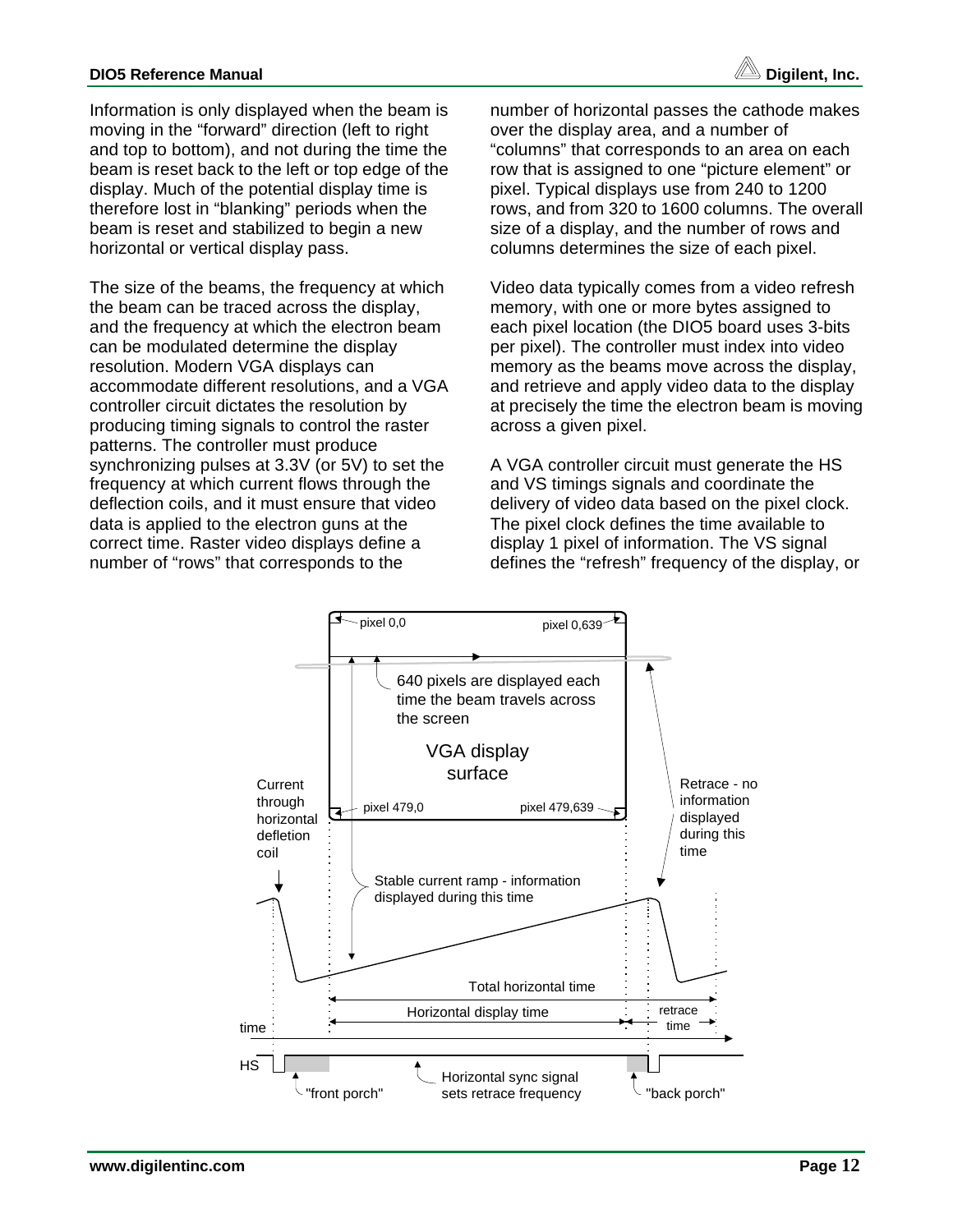Information is only displayed when the beam is moving in the "forward" direction (left to right and top to bottom), and not during the time the beam is reset back to the left or top edge of the display. Much of the potential display time is therefore lost in "blanking" periods when the beam is reset and stabilized to begin a new horizontal or vertical display pass.

The size of the beams, the frequency at which the beam can be traced across the display, and the frequency at which the electron beam can be modulated determine the display resolution. Modern VGA displays can accommodate different resolutions, and a VGA controller circuit dictates the resolution by producing timing signals to control the raster patterns. The controller must produce synchronizing pulses at 3.3V (or 5V) to set the frequency at which current flows through the deflection coils, and it must ensure that video data is applied to the electron guns at the correct time. Raster video displays define a number of "rows" that corresponds to the number of horizontal passes the cathode makes over the display area, and a number of "columns" that corresponds to an area on each row that is assigned to one "picture element" or pixel. Typical displays use from 240 to 1200 rows, and from 320 to 1600 columns. The overall size of a display, and the number of rows and columns determines the size of each pixel.

Video data typically comes from a video refresh memory, with one or more bytes assigned to each pixel location (the DIO5 board uses 3-bits per pixel). The controller must index into video memory as the beams move across the display, and retrieve and apply video data to the display at precisely the time the electron beam is moving across a given pixel.

A VGA controller circuit must generate the HS and VS timings signals and coordinate the delivery of video data based on the pixel clock. The pixel clock defines the time available to display 1 pixel of information. The VS signal defines the "refresh" frequency of the display, or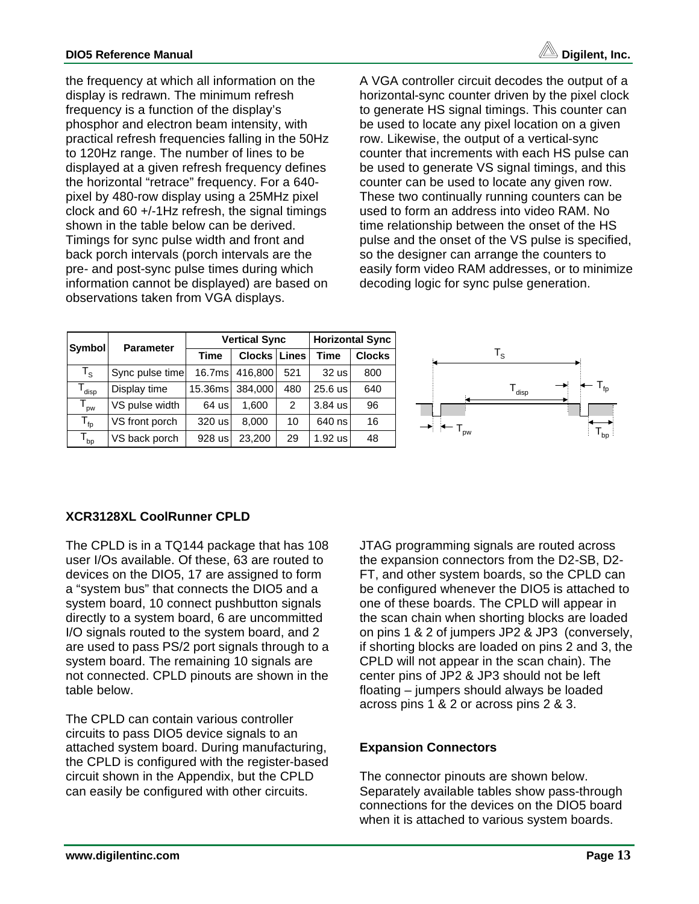the frequency at which all information on the display is redrawn. The minimum refresh frequency is a function of the display's phosphor and electron beam intensity, with practical refresh frequencies falling in the 50Hz to 120Hz range. The number of lines to be displayed at a given refresh frequency defines the horizontal "retrace" frequency. For a 640-pixel by 480-row display using a 25MHz pixel clock and 60 +/-1Hz refresh, the signal timings shown in the table below can be derived. Timings for sync pulse width and front and back porch intervals (porch intervals are the pre- and post-sync pulse times during which information cannot be displayed) are based on observations taken from VGA displays.

A VGA controller circuit decodes the output of a horizontal-sync counter driven by the pixel clock to generate HS signal timings. This counter can be used to locate any pixel location on a given row. Likewise, the output of a vertical-sync counter that increments with each HS pulse can be used to generate VS signal timings, and this counter can be used to locate any given row. These two continually running counters can be used to form an address into video RAM. No time relationship between the onset of the HS pulse and the onset of the VS pulse is specified, so the designer can arrange the counters to easily form video RAM addresses, or to minimize decoding logic for sync pulse generation.

| Symbol | Parameter | Vertical Sync | | | Horizontal Sync | |
|---|---|---|---|---|---|---|
| | | Time | Clocks | Lines | Time | Clocks |
| $T_S$ | Sync pulse time | 16.7ms | 416,800 | 521 | 32 us | 800 |
| $T_{disp}$ | Display time | 15.36ms | 384,000 | 480 | 25.6 us | 640 |
| $T_{pw}$ | VS pulse width | 64 us | 1,600 | 2 | 3.84 us | 96 |
| $T_{fp}$ | VS front porch | 320 us | 8,000 | 10 | 640 ns | 16 |
| $T_{bp}$ | VS back porch | 928 us | 23,200 | 29 | 1.92 us | 48 |

## XCR3128XL CoolRunner CPLD

The CPLD is in a TQ144 package that has 108 user I/Os available. Of these, 63 are routed to devices on the DIO5, 17 are assigned to form a "system bus" that connects the DIO5 and a system board, 10 connect pushbutton signals directly to a system board, 6 are uncommitted I/O signals routed to the system board, and 2 are used to pass PS/2 port signals through to a system board. The remaining 10 signals are not connected. CPLD pinouts are shown in the table below.

The CPLD can contain various controller circuits to pass DIO5 device signals to an attached system board. During manufacturing, the CPLD is configured with the register-based circuit shown in the Appendix, but the CPLD can easily be configured with other circuits.

JTAG programming signals are routed across the expansion connectors from the D2-SB, D2-FT, and other system boards, so the CPLD can be configured whenever the DIO5 is attached to one of these boards. The CPLD will appear in the scan chain when shorting blocks are loaded on pins 1 & 2 of jumpers JP2 & JP3 (conversely, if shorting blocks are loaded on pins 2 and 3, the CPLD will not appear in the scan chain). The center pins of JP2 & JP3 should not be left floating – jumpers should always be loaded across pins 1 & 2 or across pins 2 & 3.

## Expansion Connectors

The connector pinouts are shown below. Separately available tables show pass-through connections for the devices on the DIO5 board when it is attached to various system boards.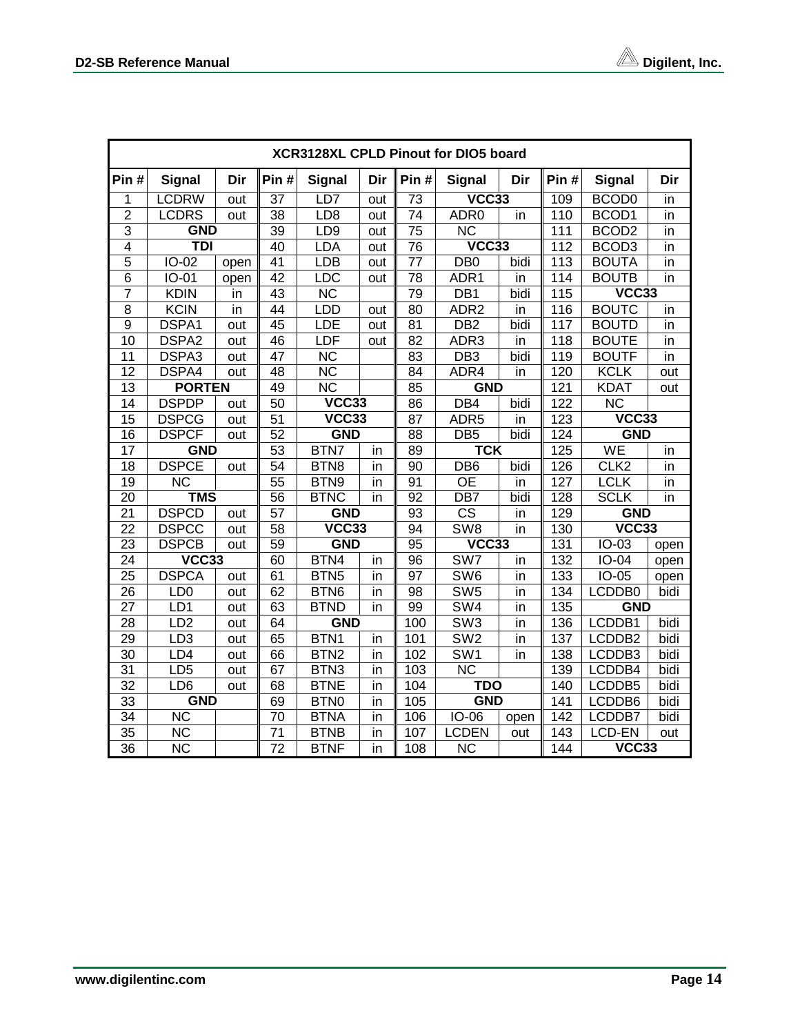| XCR3128XL CPLD Pinout for DIO5 board | | | | | | | | | | | |
|---|---|---|---|---|---|---|---|---|---|---|---|
| **Pin #** | **Signal** | **Dir** | **Pin #** | **Signal** | **Dir** | **Pin #** | **Signal** | **Dir** | **Pin #** | **Signal** | **Dir** |
| 1 | LCDRW | out | 37 | LD7 | out | 73 | **VCC33** | | 109 | BCOD0 | in |
| 2 | LCDRS | out | 38 | LD8 | out | 74 | ADR0 | in | 110 | BCOD1 | in |
| 3 | **GND** | | 39 | LD9 | out | 75 | NC | | 111 | BCOD2 | in |
| 4 | **TDI** | | 40 | LDA | out | 76 | **VCC33** | | 112 | BCOD3 | in |
| 5 | IO-02 | open | 41 | LDB | out | 77 | DB0 | bidi | 113 | BOUTA | in |
| 6 | IO-01 | open | 42 | LDC | out | 78 | ADR1 | in | 114 | BOUTB | in |
| 7 | KDIN | in | 43 | NC | | 79 | DB1 | bidi | 115 | **VCC33** | |
| 8 | KCIN | in | 44 | LDD | out | 80 | ADR2 | in | 116 | BOUTC | in |
| 9 | DSPA1 | out | 45 | LDE | out | 81 | DB2 | bidi | 117 | BOUTD | in |
| 10 | DSPA2 | out | 46 | LDF | out | 82 | ADR3 | in | 118 | BOUTE | in |
| 11 | DSPA3 | out | 47 | NC | | 83 | DB3 | bidi | 119 | BOUTF | in |
| 12 | DSPA4 | out | 48 | NC | | 84 | ADR4 | in | 120 | KCLK | out |
| 13 | **PORTEN** | | 49 | NC | | 85 | **GND** | | 121 | KDAT | out |
| 14 | DSPDP | out | 50 | **VCC33** | | 86 | DB4 | bidi | 122 | NC | |
| 15 | DSPCG | out | 51 | **VCC33** | | 87 | ADR5 | in | 123 | **VCC33** | |
| 16 | DSPCF | out | 52 | **GND** | | 88 | DB5 | bidi | 124 | **GND** | |
| 17 | **GND** | | 53 | BTN7 | in | 89 | **TCK** | | 125 | WE | in |
| 18 | DSPCE | out | 54 | BTN8 | in | 90 | DB6 | bidi | 126 | CLK2 | in |
| 19 | NC | | 55 | BTN9 | in | 91 | OE | in | 127 | LCLK | in |
| 20 | **TMS** | | 56 | BTNC | in | 92 | DB7 | bidi | 128 | SCLK | in |
| 21 | DSPCD | out | 57 | **GND** | | 93 | CS | in | 129 | **GND** | |
| 22 | DSPCC | out | 58 | **VCC33** | | 94 | SW8 | in | 130 | **VCC33** | |
| 23 | DSPCB | out | 59 | **GND** | | 95 | **VCC33** | | 131 | IO-03 | open |
| 24 | **VCC33** | | 60 | BTN4 | in | 96 | SW7 | in | 132 | IO-04 | open |
| 25 | DSPCA | out | 61 | BTN5 | in | 97 | SW6 | in | 133 | IO-05 | open |
| 26 | LD0 | out | 62 | BTN6 | in | 98 | SW5 | in | 134 | LCDDB0 | bidi |
| 27 | LD1 | out | 63 | BTND | in | 99 | SW4 | in | 135 | **GND** | |
| 28 | LD2 | out | 64 | **GND** | | 100 | SW3 | in | 136 | LCDDB1 | bidi |
| 29 | LD3 | out | 65 | BTN1 | in | 101 | SW2 | in | 137 | LCDDB2 | bidi |
| 30 | LD4 | out | 66 | BTN2 | in | 102 | SW1 | in | 138 | LCDDB3 | bidi |
| 31 | LD5 | out | 67 | BTN3 | in | 103 | NC | | 139 | LCDDB4 | bidi |
| 32 | LD6 | out | 68 | BTNE | in | 104 | **TDO** | | 140 | LCDDB5 | bidi |
| 33 | **GND** | | 69 | BTN0 | in | 105 | **GND** | | 141 | LCDDB6 | bidi |
| 34 | NC | | 70 | BTNA | in | 106 | IO-06 | open | 142 | LCDDB7 | bidi |
| 35 | NC | | 71 | BTNB | in | 107 | LCDEN | out | 143 | LCD-EN | out |
| 36 | NC | | 72 | BTNF | in | 108 | NC | | 144 | **VCC33** | |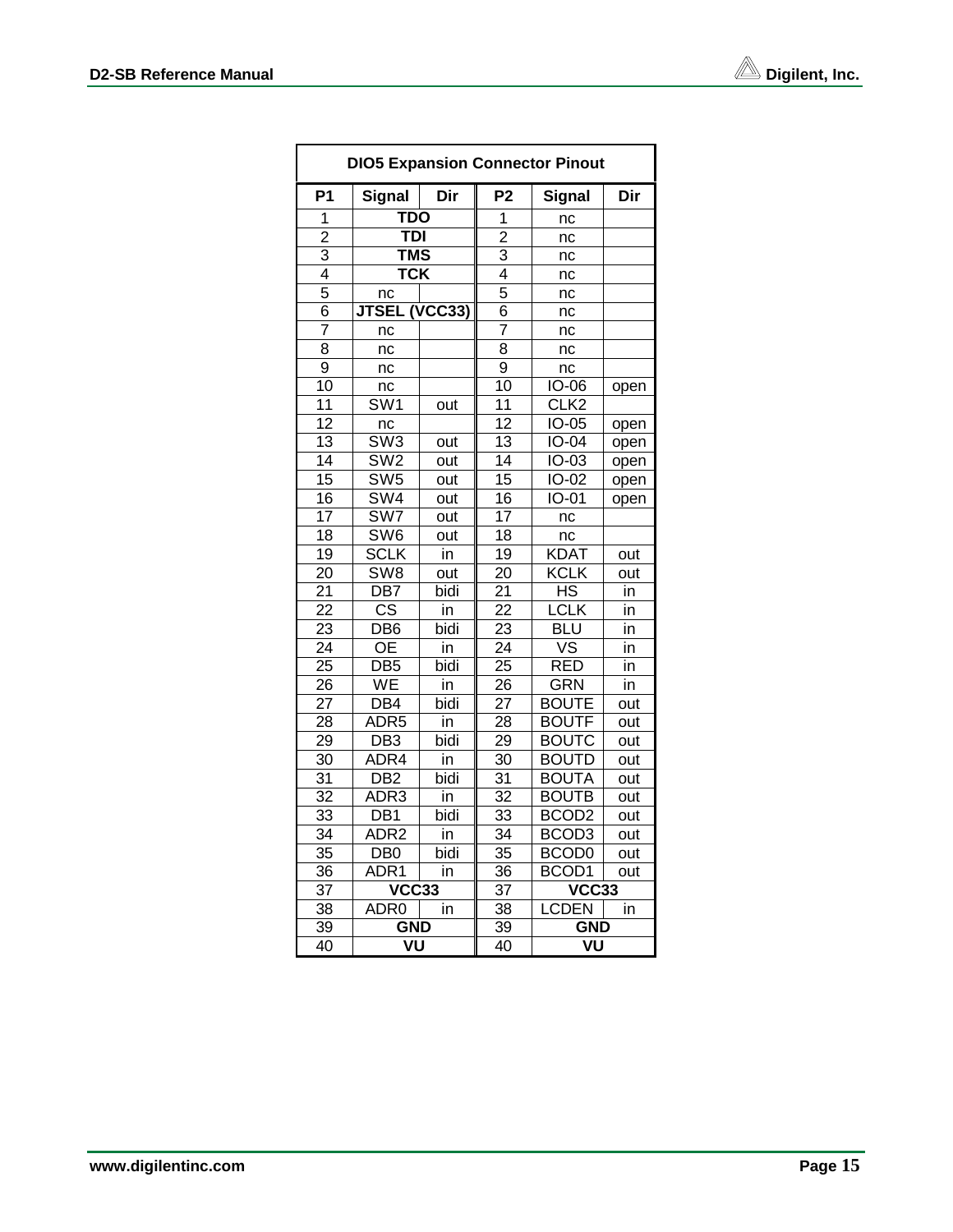| DIO5 Expansion Connector Pinout | | | | | |
|---|---|---|---|---|---|
| **P1** | **Signal** | **Dir** | **P2** | **Signal** | **Dir** |
| 1 | **TDO** | | 1 | nc | |
| 2 | **TDI** | | 2 | nc | |
| 3 | **TMS** | | 3 | nc | |
| 4 | **TCK** | | 4 | nc | |
| 5 | nc | | 5 | nc | |
| 6 | **JTSEL (VCC33)** | | 6 | nc | |
| 7 | nc | | 7 | nc | |
| 8 | nc | | 8 | nc | |
| 9 | nc | | 9 | nc | |
| 10 | nc | | 10 | IO-06 | open |
| 11 | SW1 | out | 11 | CLK2 | |
| 12 | nc | | 12 | IO-05 | open |
| 13 | SW3 | out | 13 | IO-04 | open |
| 14 | SW2 | out | 14 | IO-03 | open |
| 15 | SW5 | out | 15 | IO-02 | open |
| 16 | SW4 | out | 16 | IO-01 | open |
| 17 | SW7 | out | 17 | nc | |
| 18 | SW6 | out | 18 | nc | |
| 19 | SCLK | in | 19 | KDAT | out |
| 20 | SW8 | out | 20 | KCLK | out |
| 21 | DB7 | bidi | 21 | HS | in |
| 22 | CS | in | 22 | LCLK | in |
| 23 | DB6 | bidi | 23 | BLU | in |
| 24 | OE | in | 24 | VS | in |
| 25 | DB5 | bidi | 25 | RED | in |
| 26 | WE | in | 26 | GRN | in |
| 27 | DB4 | bidi | 27 | BOUTE | out |
| 28 | ADR5 | in | 28 | BOUTF | out |
| 29 | DB3 | bidi | 29 | BOUTC | out |
| 30 | ADR4 | in | 30 | BOUTD | out |
| 31 | DB2 | bidi | 31 | BOUTA | out |
| 32 | ADR3 | in | 32 | BOUTB | out |
| 33 | DB1 | bidi | 33 | BCOD2 | out |
| 34 | ADR2 | in | 34 | BCOD3 | out |
| 35 | DB0 | bidi | 35 | BCOD0 | out |
| 36 | ADR1 | in | 36 | BCOD1 | out |
| 37 | **VCC33** | | 37 | **VCC33** | |
| 38 | ADR0 | in | 38 | LCDEN | in |
| 39 | **GND** | | 39 | **GND** | |
| 40 | **VU** | | 40 | **VU** | |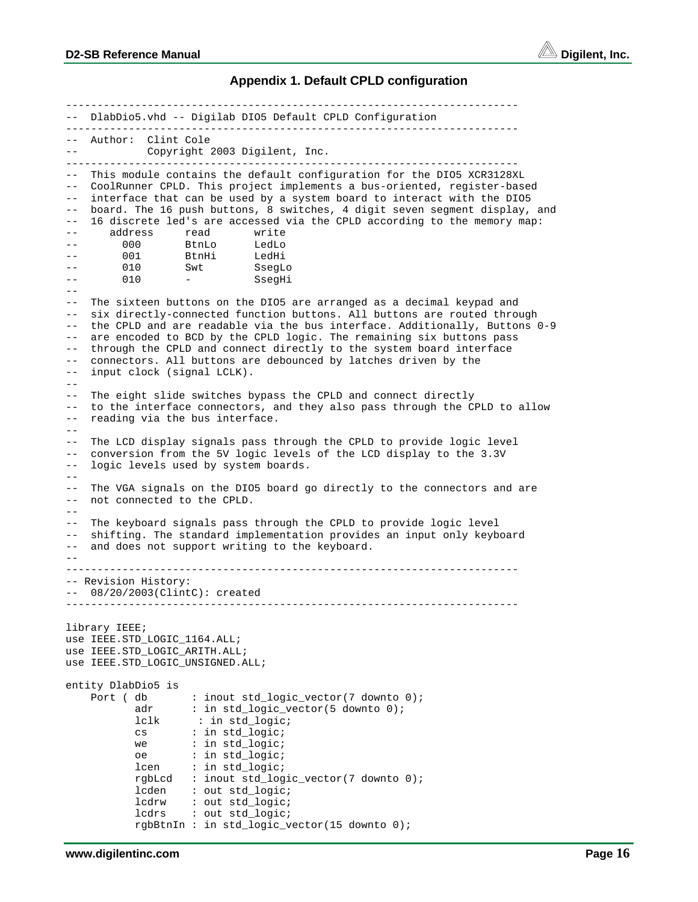## Appendix 1. Default CPLD configuration

```
------------------------------------------------------------------------
--  DlabDio5.vhd -- Digilab DIO5 Default CPLD Configuration
------------------------------------------------------------------------
--  Author:  Clint Cole
--           Copyright 2003 Digilent, Inc.
------------------------------------------------------------------------
--  This module contains the default configuration for the DIO5 XCR3128XL
--  CoolRunner CPLD. This project implements a bus-oriented, register-based
--  interface that can be used by a system board to interact with the DIO5
--  board. The 16 push buttons, 8 switches, 4 digit seven segment display, and
--  16 discrete led's are accessed via the CPLD according to the memory map:
--     address     read       write
--       000       BtnLo      LedLo
--       001       BtnHi      LedHi
--       010       Swt        SsegLo
--       010       -          SsegHi
--
--  The sixteen buttons on the DIO5 are arranged as a decimal keypad and
--  six directly-connected function buttons. All buttons are routed through
--  the CPLD and are readable via the bus interface. Additionally, Buttons 0-9
--  are encoded to BCD by the CPLD logic. The remaining six buttons pass
--  through the CPLD and connect directly to the system board interface
--  connectors. All buttons are debounced by latches driven by the
--  input clock (signal LCLK).
--
--  The eight slide switches bypass the CPLD and connect directly
--  to the interface connectors, and they also pass through the CPLD to allow
--  reading via the bus interface.
--
--  The LCD display signals pass through the CPLD to provide logic level
--  conversion from the 5V logic levels of the LCD display to the 3.3V
--  logic levels used by system boards.
--
--  The VGA signals on the DIO5 board go directly to the connectors and are
--  not connected to the CPLD.
--
--  The keyboard signals pass through the CPLD to provide logic level
--  shifting. The standard implementation provides an input only keyboard
--  and does not support writing to the keyboard.
--
------------------------------------------------------------------------
-- Revision History:
--  08/20/2003(ClintC): created
------------------------------------------------------------------------

library IEEE;
use IEEE.STD_LOGIC_1164.ALL;
use IEEE.STD_LOGIC_ARITH.ALL;
use IEEE.STD_LOGIC_UNSIGNED.ALL;

entity DlabDio5 is
    Port ( db       : inout std_logic_vector(7 downto 0);
           adr      : in std_logic_vector(5 downto 0);
           lclk      : in std_logic;
           cs       : in std_logic;
           we       : in std_logic;
           oe       : in std_logic;
           lcen     : in std_logic;
           rgbLcd   : inout std_logic_vector(7 downto 0);
           lcden    : out std_logic;
           lcdrw    : out std_logic;
           lcdrs    : out std_logic;
           rgbBtnIn : in std_logic_vector(15 downto 0);
```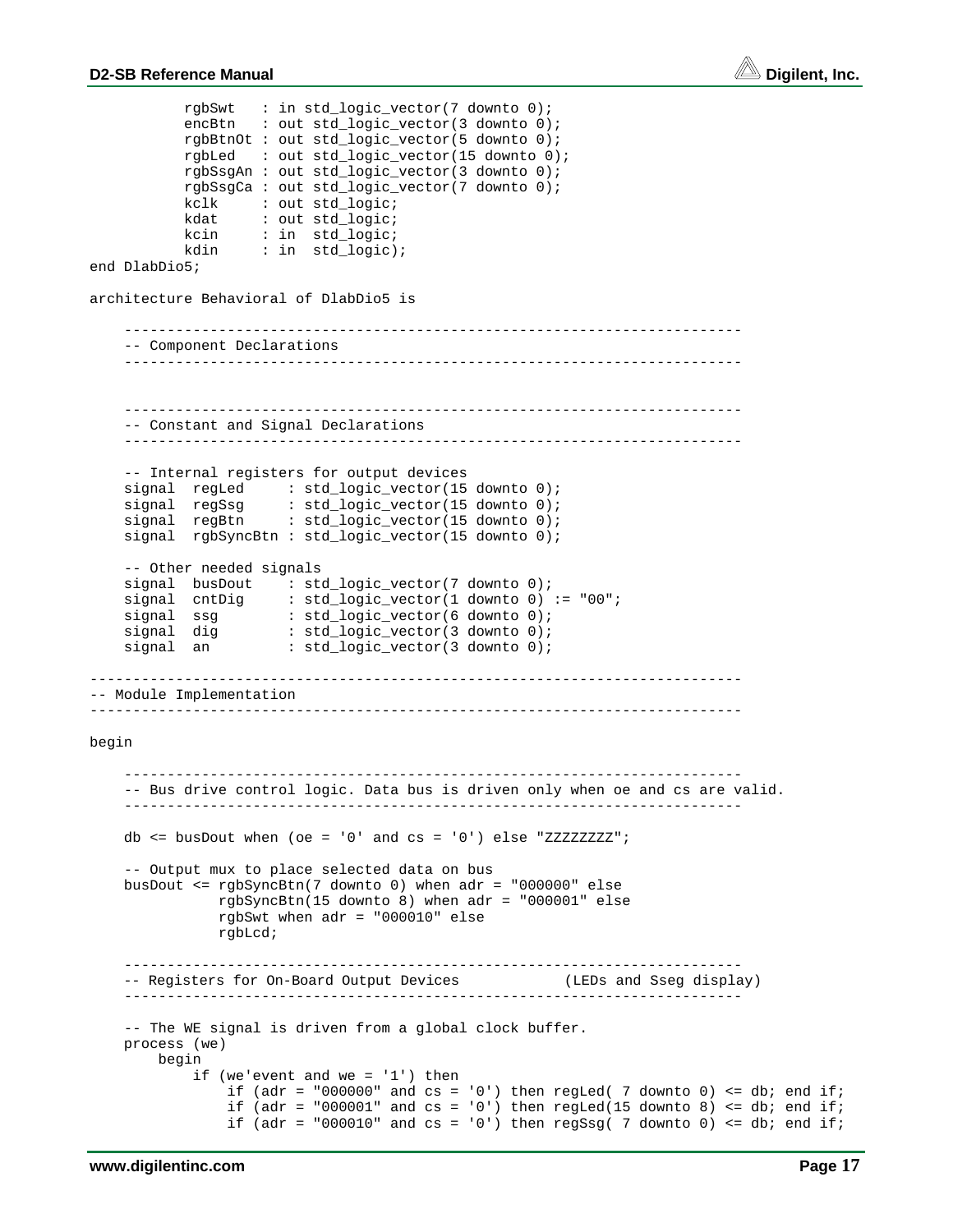```
          rgbSwt   : in std_logic_vector(7 downto 0);
          encBtn   : out std_logic_vector(3 downto 0);
          rgbBtnOt : out std_logic_vector(5 downto 0);
          rgbLed   : out std_logic_vector(15 downto 0);
          rgbSsgAn : out std_logic_vector(3 downto 0);
          rgbSsgCa : out std_logic_vector(7 downto 0);
          kclk     : out std_logic;
          kdat     : out std_logic;
          kcin     : in  std_logic;
          kdin     : in  std_logic);
end DlabDio5;

architecture Behavioral of DlabDio5 is

    ------------------------------------------------------------------------
    -- Component Declarations
    ------------------------------------------------------------------------


    ------------------------------------------------------------------------
    -- Constant and Signal Declarations
    ------------------------------------------------------------------------

    -- Internal registers for output devices
    signal  regLed     : std_logic_vector(15 downto 0);
    signal  regSsg     : std_logic_vector(15 downto 0);
    signal  regBtn     : std_logic_vector(15 downto 0);
    signal  rgbSyncBtn : std_logic_vector(15 downto 0);

    -- Other needed signals
    signal  busDout    : std_logic_vector(7 downto 0);
    signal  cntDig     : std_logic_vector(1 downto 0) := "00";
    signal  ssg        : std_logic_vector(6 downto 0);
    signal  dig        : std_logic_vector(3 downto 0);
    signal  an         : std_logic_vector(3 downto 0);

----------------------------------------------------------------------------
-- Module Implementation
----------------------------------------------------------------------------

begin

    ------------------------------------------------------------------------
    -- Bus drive control logic. Data bus is driven only when oe and cs are valid.
    ------------------------------------------------------------------------

    db <= busDout when (oe = '0' and cs = '0') else "ZZZZZZZZ";

    -- Output mux to place selected data on bus
    busDout <= rgbSyncBtn(7 downto 0) when adr = "000000" else
               rgbSyncBtn(15 downto 8) when adr = "000001" else
               rgbSwt when adr = "000010" else
               rgbLcd;

    ------------------------------------------------------------------------
    -- Registers for On-Board Output Devices            (LEDs and Sseg display)
    ------------------------------------------------------------------------

    -- The WE signal is driven from a global clock buffer.
    process (we)
        begin
            if (we'event and we = '1') then
                if (adr = "000000" and cs = '0') then regLed( 7 downto 0) <= db; end if;
                if (adr = "000001" and cs = '0') then regLed(15 downto 8) <= db; end if;
                if (adr = "000010" and cs = '0') then regSsg( 7 downto 0) <= db; end if;
```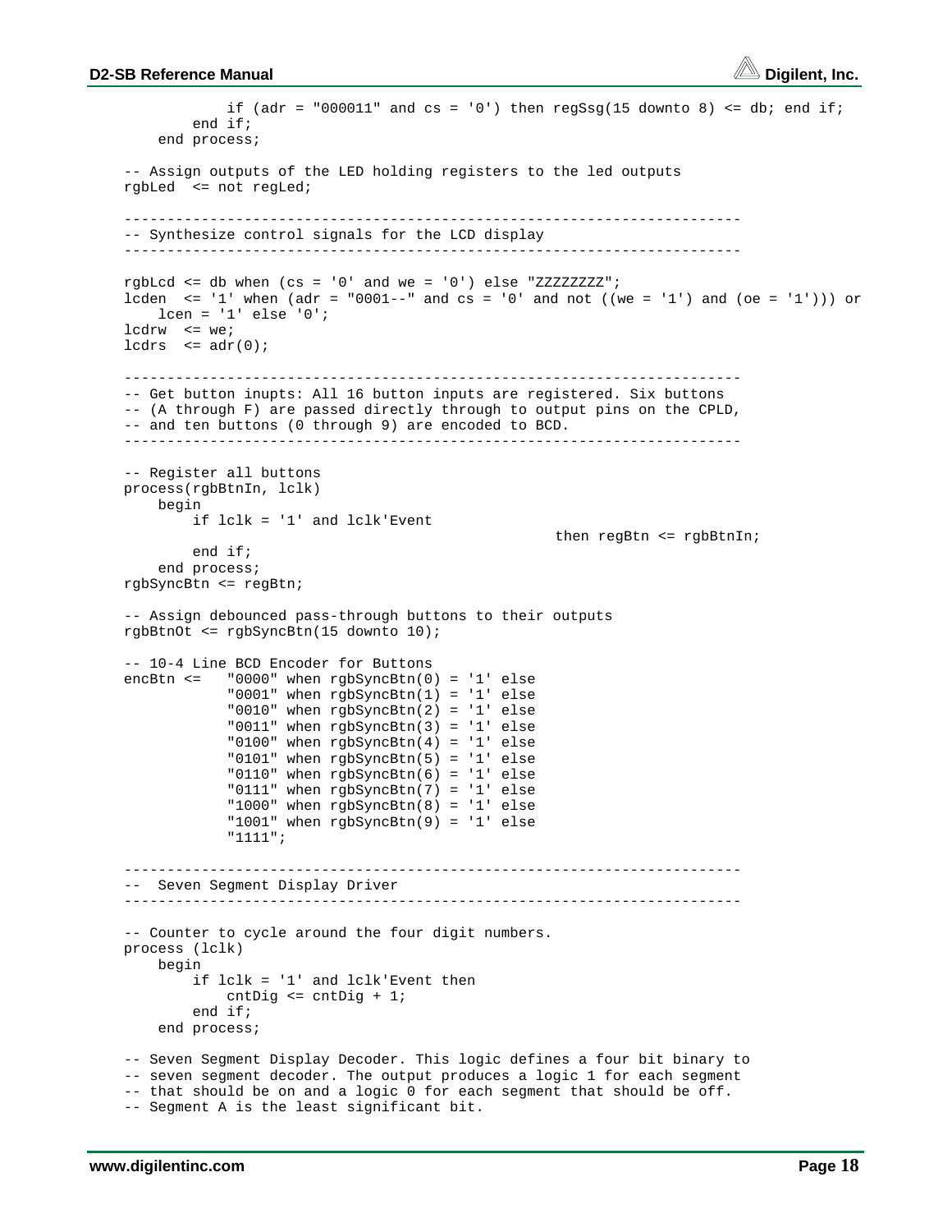```
            if (adr = "000011" and cs = '0') then regSsg(15 downto 8) <= db; end if;
        end if;
    end process;

-- Assign outputs of the LED holding registers to the led outputs
rgbLed  <= not regLed;

------------------------------------------------------------------------
-- Synthesize control signals for the LCD display
------------------------------------------------------------------------

rgbLcd <= db when (cs = '0' and we = '0') else "ZZZZZZZZ";
lcden  <= '1' when (adr = "0001--" and cs = '0' and not ((we = '1') and (oe = '1'))) or
    lcen = '1' else '0';
lcdrw  <= we;
lcdrs  <= adr(0);

------------------------------------------------------------------------
-- Get button inupts: All 16 button inputs are registered. Six buttons
-- (A through F) are passed directly through to output pins on the CPLD,
-- and ten buttons (0 through 9) are encoded to BCD.
------------------------------------------------------------------------

-- Register all buttons
process(rgbBtnIn, lclk)
    begin
        if lclk = '1' and lclk'Event
                                                    then regBtn <= rgbBtnIn;
        end if;
    end process;
rgbSyncBtn <= regBtn;

-- Assign debounced pass-through buttons to their outputs
rgbBtnOt <= rgbSyncBtn(15 downto 10);

-- 10-4 Line BCD Encoder for Buttons
encBtn <=   "0000" when rgbSyncBtn(0) = '1' else
            "0001" when rgbSyncBtn(1) = '1' else
            "0010" when rgbSyncBtn(2) = '1' else
            "0011" when rgbSyncBtn(3) = '1' else
            "0100" when rgbSyncBtn(4) = '1' else
            "0101" when rgbSyncBtn(5) = '1' else
            "0110" when rgbSyncBtn(6) = '1' else
            "0111" when rgbSyncBtn(7) = '1' else
            "1000" when rgbSyncBtn(8) = '1' else
            "1001" when rgbSyncBtn(9) = '1' else
            "1111";

------------------------------------------------------------------------
--  Seven Segment Display Driver
------------------------------------------------------------------------

-- Counter to cycle around the four digit numbers.
process (lclk)
    begin
        if lclk = '1' and lclk'Event then
            cntDig <= cntDig + 1;
        end if;
    end process;

-- Seven Segment Display Decoder. This logic defines a four bit binary to
-- seven segment decoder. The output produces a logic 1 for each segment
-- that should be on and a logic 0 for each segment that should be off.
-- Segment A is the least significant bit.
```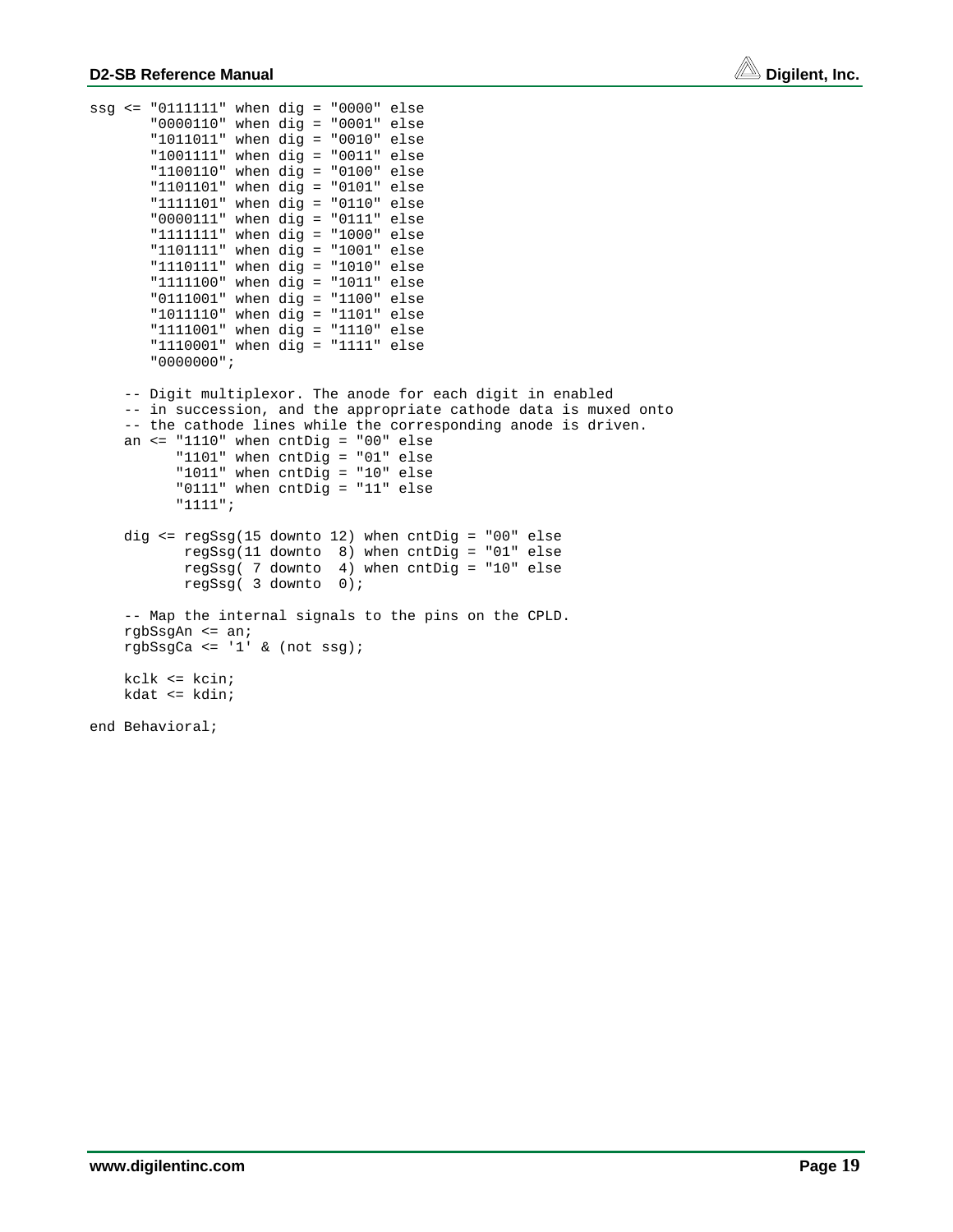```
ssg <= "0111111" when dig = "0000" else
       "0000110" when dig = "0001" else
       "1011011" when dig = "0010" else
       "1001111" when dig = "0011" else
       "1100110" when dig = "0100" else
       "1101101" when dig = "0101" else
       "1111101" when dig = "0110" else
       "0000111" when dig = "0111" else
       "1111111" when dig = "1000" else
       "1101111" when dig = "1001" else
       "1110111" when dig = "1010" else
       "1111100" when dig = "1011" else
       "0111001" when dig = "1100" else
       "1011110" when dig = "1101" else
       "1111001" when dig = "1110" else
       "1110001" when dig = "1111" else
       "0000000";

    -- Digit multiplexor. The anode for each digit in enabled
    -- in succession, and the appropriate cathode data is muxed onto
    -- the cathode lines while the corresponding anode is driven.
    an <= "1110" when cntDig = "00" else
          "1101" when cntDig = "01" else
          "1011" when cntDig = "10" else
          "0111" when cntDig = "11" else
          "1111";

    dig <= regSsg(15 downto 12) when cntDig = "00" else
           regSsg(11 downto  8) when cntDig = "01" else
           regSsg( 7 downto  4) when cntDig = "10" else
           regSsg( 3 downto  0);

    -- Map the internal signals to the pins on the CPLD.
    rgbSsgAn <= an;
    rgbSsgCa <= '1' & (not ssg);

    kclk <= kcin;
    kdat <= kdin;

end Behavioral;
```